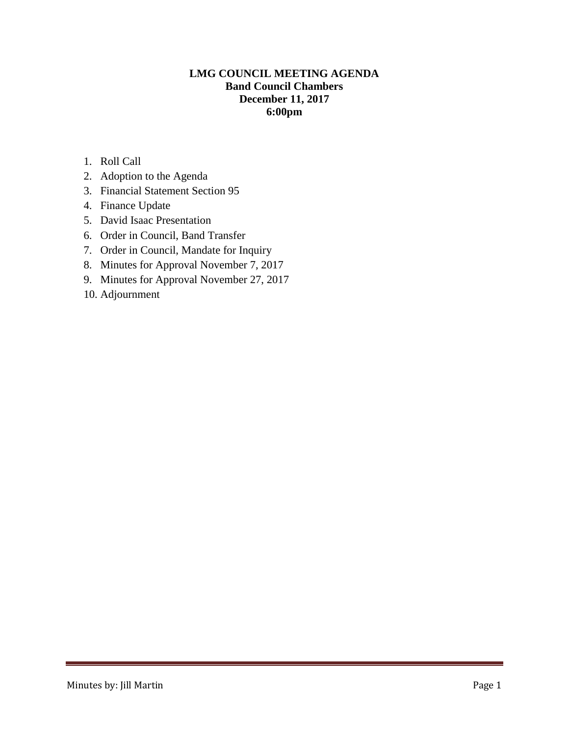**LMG COUNCIL MEETING AGENDA**
**Band Council Chambers**
**December 11, 2017**
**6:00pm**

1. Roll Call
2. Adoption to the Agenda
3. Financial Statement Section 95
4. Finance Update
5. David Isaac Presentation
6. Order in Council, Band Transfer
7. Order in Council, Mandate for Inquiry
8. Minutes for Approval November 7, 2017
9. Minutes for Approval November 27, 2017
10. Adjournment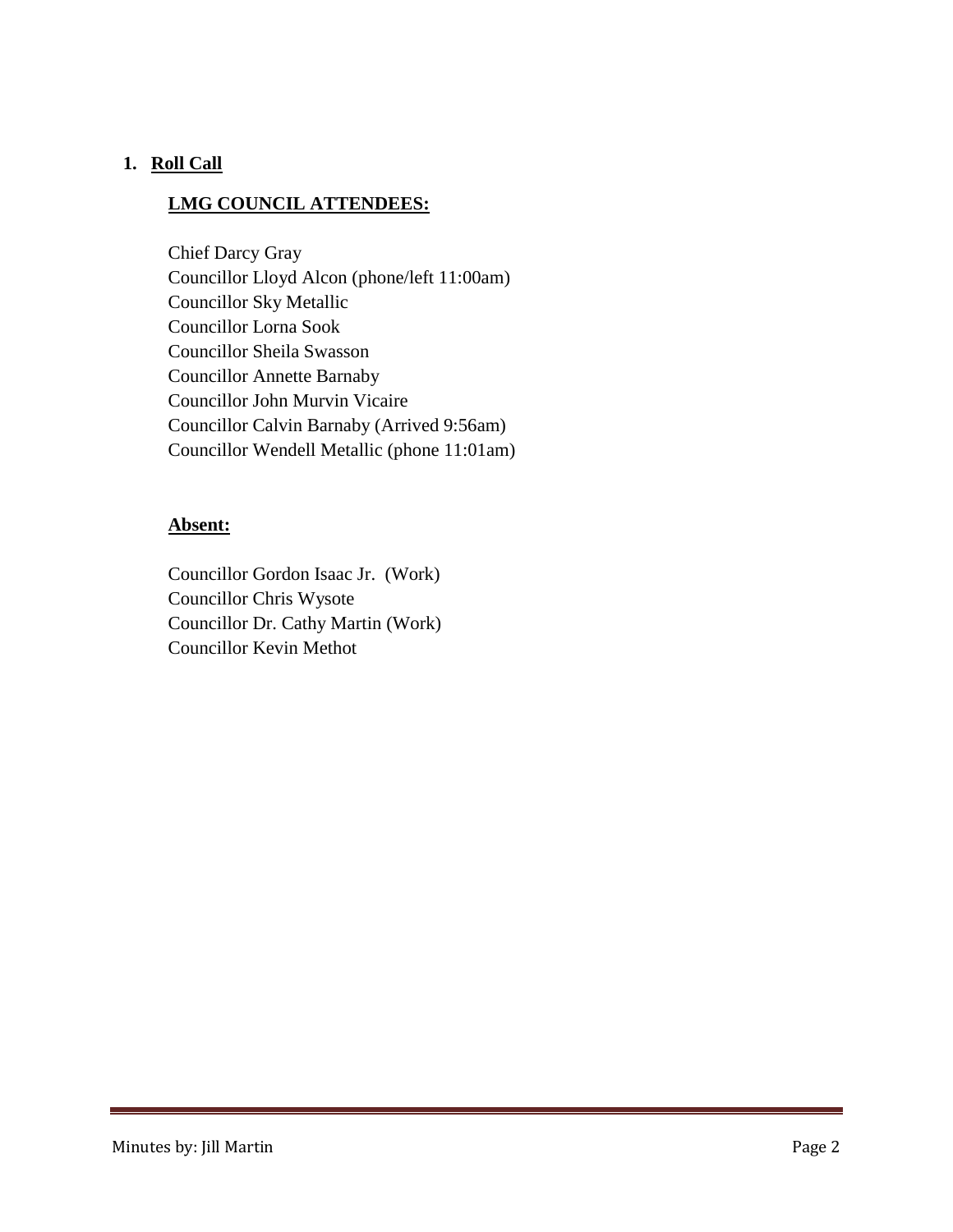## 1. Roll Call

### LMG COUNCIL ATTENDEES:

Chief Darcy Gray
Councillor Lloyd Alcon (phone/left 11:00am)
Councillor Sky Metallic
Councillor Lorna Sook
Councillor Sheila Swasson
Councillor Annette Barnaby
Councillor John Murvin Vicaire
Councillor Calvin Barnaby (Arrived 9:56am)
Councillor Wendell Metallic (phone 11:01am)

### Absent:

Councillor Gordon Isaac Jr. (Work)
Councillor Chris Wysote
Councillor Dr. Cathy Martin (Work)
Councillor Kevin Methot

Minutes by: Jill Martin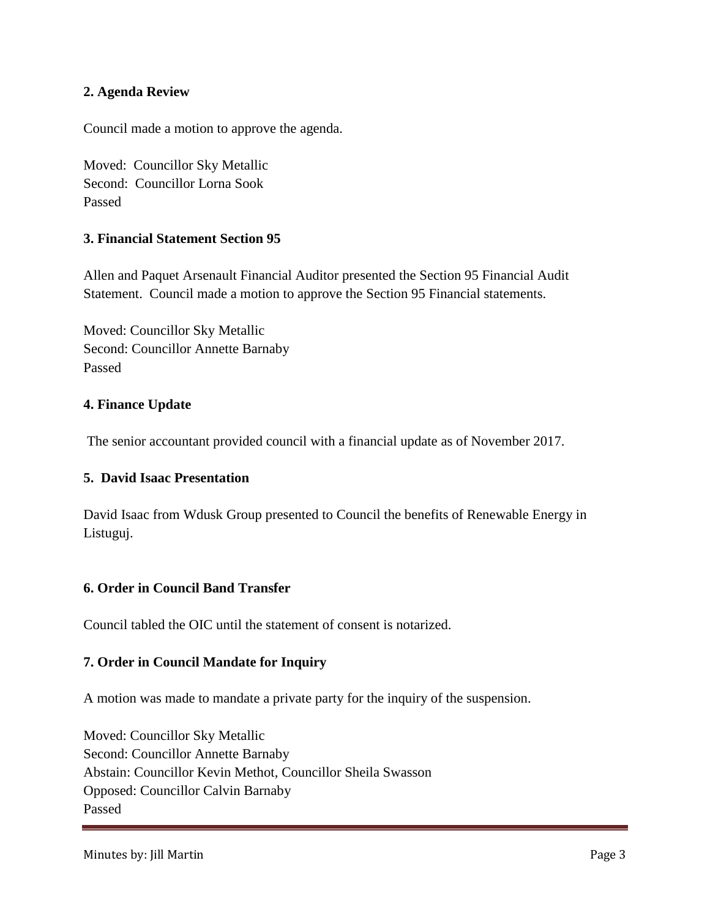**2. Agenda Review**

Council made a motion to approve the agenda.

Moved: Councillor Sky Metallic
Second: Councillor Lorna Sook
Passed

**3. Financial Statement Section 95**

Allen and Paquet Arsenault Financial Auditor presented the Section 95 Financial Audit Statement. Council made a motion to approve the Section 95 Financial statements.

Moved: Councillor Sky Metallic
Second: Councillor Annette Barnaby
Passed

**4. Finance Update**

The senior accountant provided council with a financial update as of November 2017.

**5. David Isaac Presentation**

David Isaac from Wdusk Group presented to Council the benefits of Renewable Energy in Listuguj.

**6. Order in Council Band Transfer**

Council tabled the OIC until the statement of consent is notarized.

**7. Order in Council Mandate for Inquiry**

A motion was made to mandate a private party for the inquiry of the suspension.

Moved: Councillor Sky Metallic
Second: Councillor Annette Barnaby
Abstain: Councillor Kevin Methot, Councillor Sheila Swasson
Opposed: Councillor Calvin Barnaby
Passed

Minutes by: Jill Martin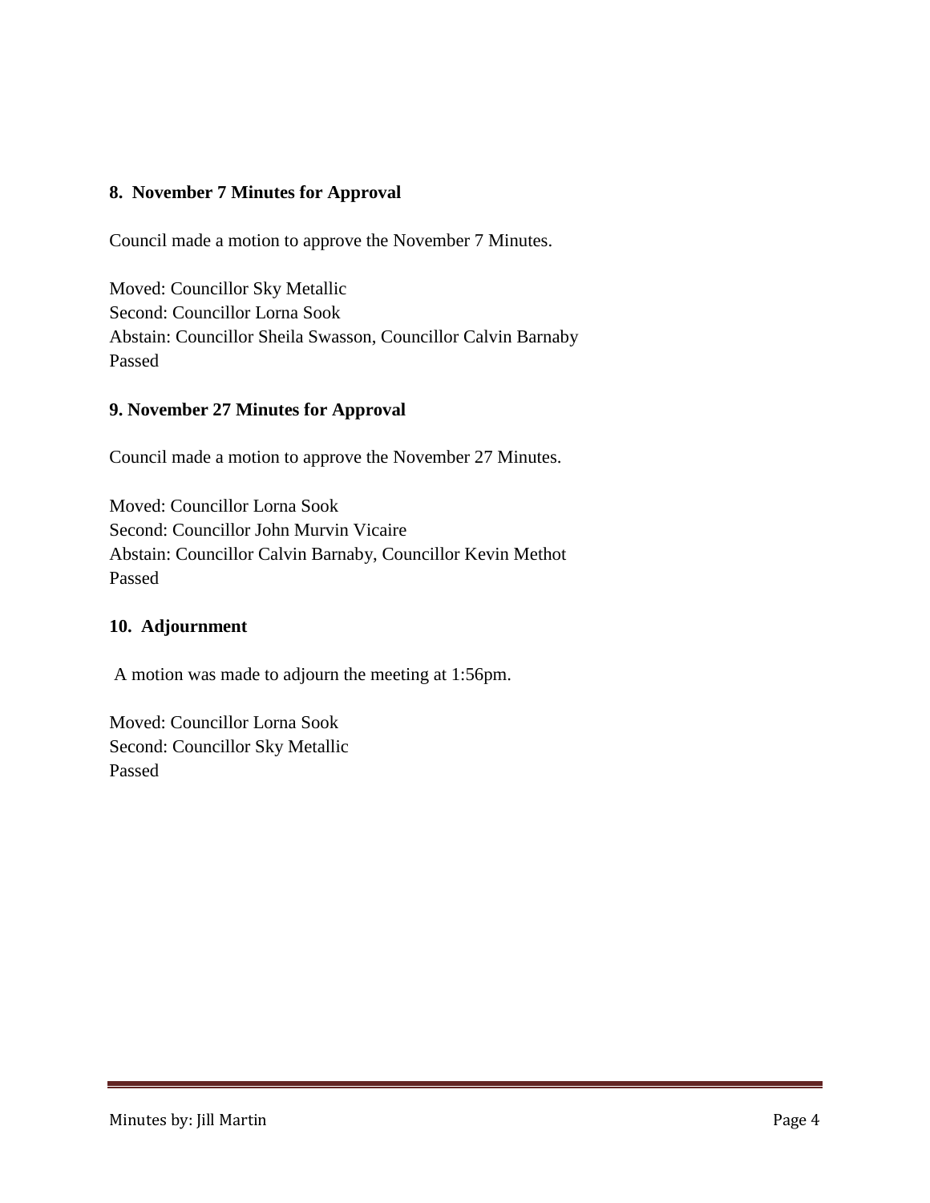### 8. November 7 Minutes for Approval

Council made a motion to approve the November 7 Minutes.

Moved: Councillor Sky Metallic
Second: Councillor Lorna Sook
Abstain: Councillor Sheila Swasson, Councillor Calvin Barnaby
Passed

### 9. November 27 Minutes for Approval

Council made a motion to approve the November 27 Minutes.

Moved: Councillor Lorna Sook
Second: Councillor John Murvin Vicaire
Abstain: Councillor Calvin Barnaby, Councillor Kevin Methot
Passed

### 10. Adjournment

A motion was made to adjourn the meeting at 1:56pm.

Moved: Councillor Lorna Sook
Second: Councillor Sky Metallic
Passed